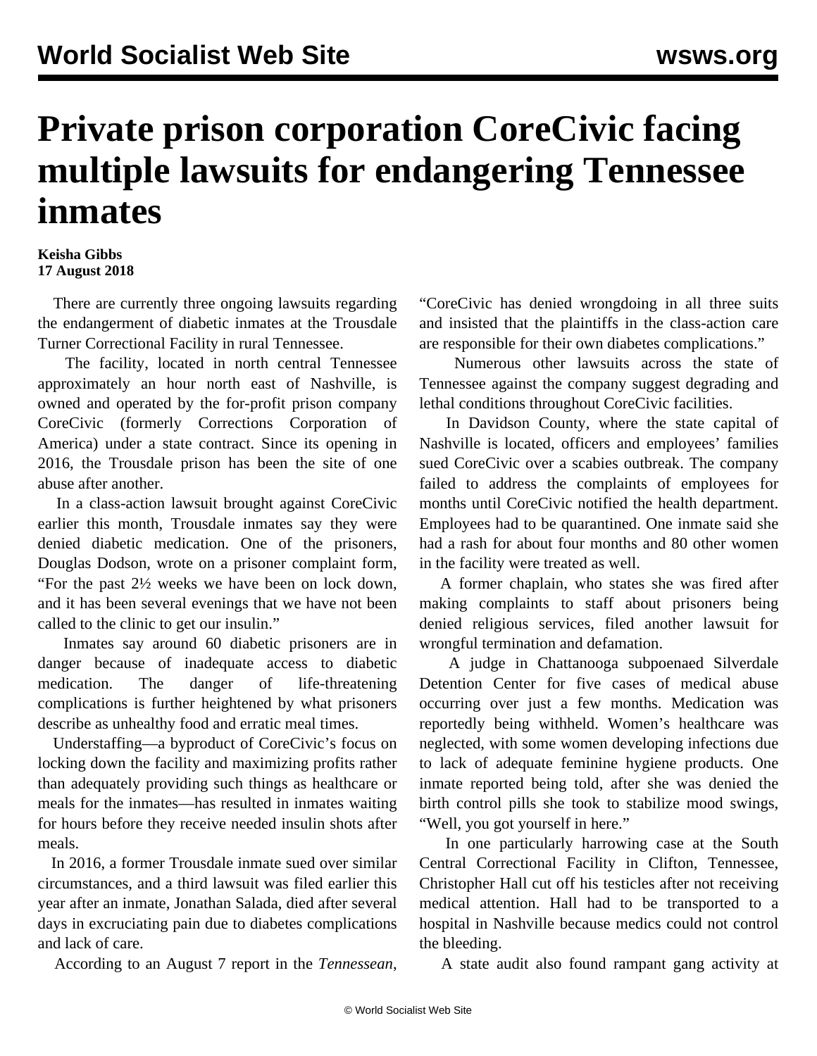# Private prison corporation CoreCivic facing multiple lawsuits for endangering Tennessee inmates

**Keisha Gibbs**
**17 August 2018**

There are currently three ongoing lawsuits regarding the endangerment of diabetic inmates at the Trousdale Turner Correctional Facility in rural Tennessee.

The facility, located in north central Tennessee approximately an hour north east of Nashville, is owned and operated by the for-profit prison company CoreCivic (formerly Corrections Corporation of America) under a state contract. Since its opening in 2016, the Trousdale prison has been the site of one abuse after another.

In a class-action lawsuit brought against CoreCivic earlier this month, Trousdale inmates say they were denied diabetic medication. One of the prisoners, Douglas Dodson, wrote on a prisoner complaint form, "For the past 2½ weeks we have been on lock down, and it has been several evenings that we have not been called to the clinic to get our insulin."

Inmates say around 60 diabetic prisoners are in danger because of inadequate access to diabetic medication. The danger of life-threatening complications is further heightened by what prisoners describe as unhealthy food and erratic meal times.

Understaffing—a byproduct of CoreCivic's focus on locking down the facility and maximizing profits rather than adequately providing such things as healthcare or meals for the inmates—has resulted in inmates waiting for hours before they receive needed insulin shots after meals.

In 2016, a former Trousdale inmate sued over similar circumstances, and a third lawsuit was filed earlier this year after an inmate, Jonathan Salada, died after several days in excruciating pain due to diabetes complications and lack of care.

According to an August 7 report in the *Tennessean*, "CoreCivic has denied wrongdoing in all three suits and insisted that the plaintiffs in the class-action care are responsible for their own diabetes complications."

Numerous other lawsuits across the state of Tennessee against the company suggest degrading and lethal conditions throughout CoreCivic facilities.

In Davidson County, where the state capital of Nashville is located, officers and employees' families sued CoreCivic over a scabies outbreak. The company failed to address the complaints of employees for months until CoreCivic notified the health department. Employees had to be quarantined. One inmate said she had a rash for about four months and 80 other women in the facility were treated as well.

A former chaplain, who states she was fired after making complaints to staff about prisoners being denied religious services, filed another lawsuit for wrongful termination and defamation.

A judge in Chattanooga subpoenaed Silverdale Detention Center for five cases of medical abuse occurring over just a few months. Medication was reportedly being withheld. Women's healthcare was neglected, with some women developing infections due to lack of adequate feminine hygiene products. One inmate reported being told, after she was denied the birth control pills she took to stabilize mood swings, "Well, you got yourself in here."

In one particularly harrowing case at the South Central Correctional Facility in Clifton, Tennessee, Christopher Hall cut off his testicles after not receiving medical attention. Hall had to be transported to a hospital in Nashville because medics could not control the bleeding.

A state audit also found rampant gang activity at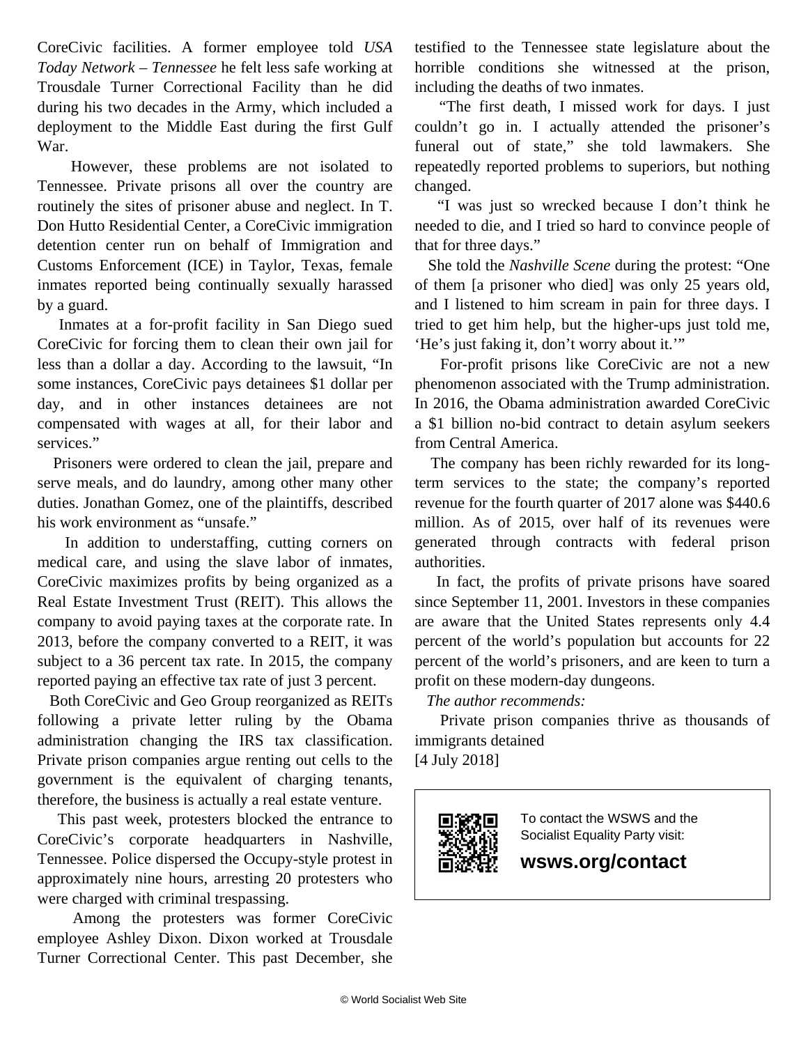CoreCivic facilities. A former employee told *USA Today Network – Tennessee* he felt less safe working at Trousdale Turner Correctional Facility than he did during his two decades in the Army, which included a deployment to the Middle East during the first Gulf War.

However, these problems are not isolated to Tennessee. Private prisons all over the country are routinely the sites of prisoner abuse and neglect. In T. Don Hutto Residential Center, a CoreCivic immigration detention center run on behalf of Immigration and Customs Enforcement (ICE) in Taylor, Texas, female inmates reported being continually sexually harassed by a guard.

Inmates at a for-profit facility in San Diego sued CoreCivic for forcing them to clean their own jail for less than a dollar a day. According to the lawsuit, "In some instances, CoreCivic pays detainees $1 dollar per day, and in other instances detainees are not compensated with wages at all, for their labor and services."

Prisoners were ordered to clean the jail, prepare and serve meals, and do laundry, among other many other duties. Jonathan Gomez, one of the plaintiffs, described his work environment as "unsafe."

In addition to understaffing, cutting corners on medical care, and using the slave labor of inmates, CoreCivic maximizes profits by being organized as a Real Estate Investment Trust (REIT). This allows the company to avoid paying taxes at the corporate rate. In 2013, before the company converted to a REIT, it was subject to a 36 percent tax rate. In 2015, the company reported paying an effective tax rate of just 3 percent.

Both CoreCivic and Geo Group reorganized as REITs following a private letter ruling by the Obama administration changing the IRS tax classification. Private prison companies argue renting out cells to the government is the equivalent of charging tenants, therefore, the business is actually a real estate venture.

This past week, protesters blocked the entrance to CoreCivic's corporate headquarters in Nashville, Tennessee. Police dispersed the Occupy-style protest in approximately nine hours, arresting 20 protesters who were charged with criminal trespassing.

Among the protesters was former CoreCivic employee Ashley Dixon. Dixon worked at Trousdale Turner Correctional Center. This past December, she testified to the Tennessee state legislature about the horrible conditions she witnessed at the prison, including the deaths of two inmates.

"The first death, I missed work for days. I just couldn't go in. I actually attended the prisoner's funeral out of state," she told lawmakers. She repeatedly reported problems to superiors, but nothing changed.

"I was just so wrecked because I don't think he needed to die, and I tried so hard to convince people of that for three days."

She told the *Nashville Scene* during the protest: "One of them [a prisoner who died] was only 25 years old, and I listened to him scream in pain for three days. I tried to get him help, but the higher-ups just told me, 'He's just faking it, don't worry about it.'"

For-profit prisons like CoreCivic are not a new phenomenon associated with the Trump administration. In 2016, the Obama administration awarded CoreCivic a $1 billion no-bid contract to detain asylum seekers from Central America.

The company has been richly rewarded for its long-term services to the state; the company's reported revenue for the fourth quarter of 2017 alone was $440.6 million. As of 2015, over half of its revenues were generated through contracts with federal prison authorities.

In fact, the profits of private prisons have soared since September 11, 2001. Investors in these companies are aware that the United States represents only 4.4 percent of the world's population but accounts for 22 percent of the world's prisoners, and are keen to turn a profit on these modern-day dungeons.

*The author recommends:*

Private prison companies thrive as thousands of immigrants detained
[4 July 2018]

To contact the WSWS and the Socialist Equality Party visit:

**wsws.org/contact**